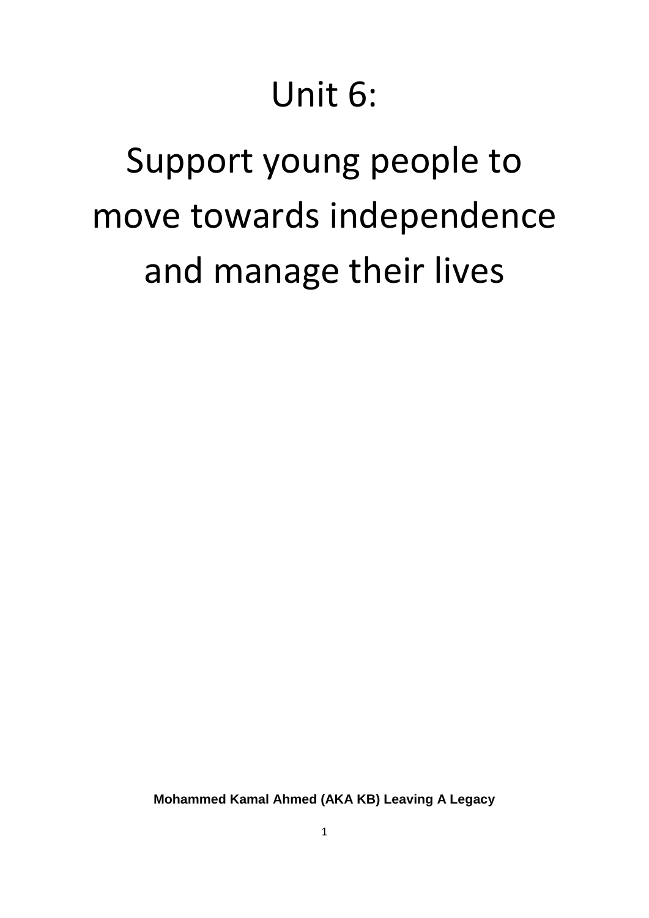# Unit 6:

# Support young people to move towards independence and manage their lives

**Mohammed Kamal Ahmed (AKA KB) Leaving A Legacy**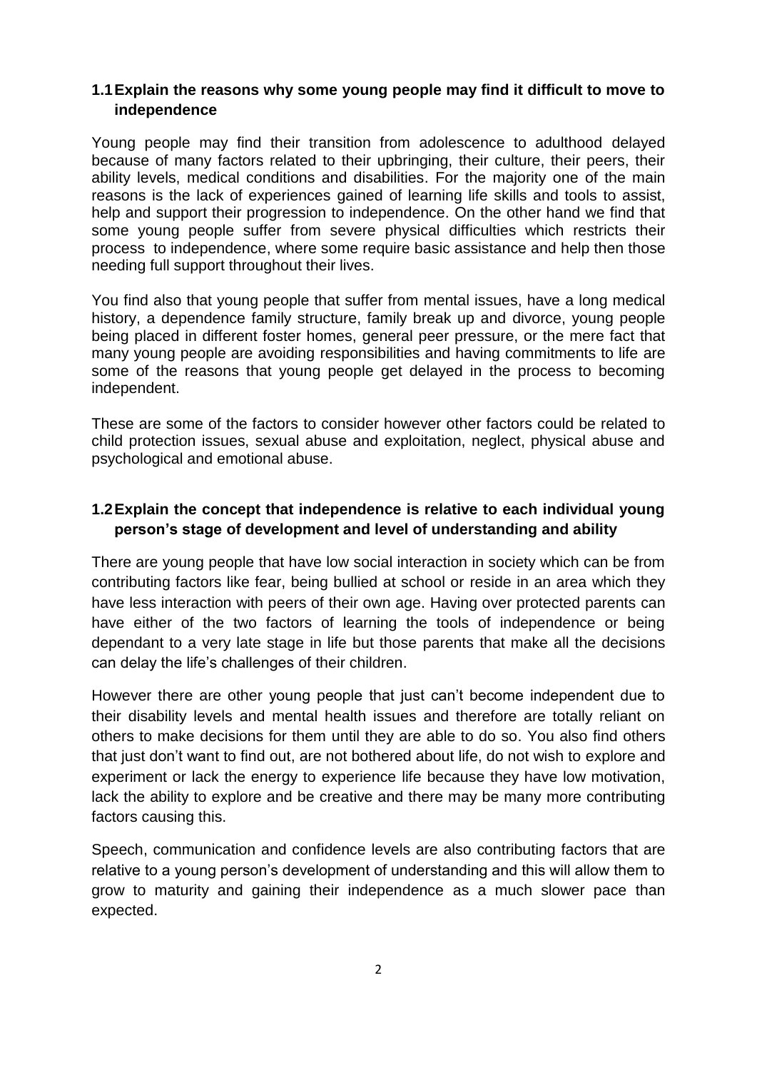### 1.1 Explain the reasons why some young people may find it difficult to move to independence

Young people may find their transition from adolescence to adulthood delayed because of many factors related to their upbringing, their culture, their peers, their ability levels, medical conditions and disabilities. For the majority one of the main reasons is the lack of experiences gained of learning life skills and tools to assist, help and support their progression to independence. On the other hand we find that some young people suffer from severe physical difficulties which restricts their process to independence, where some require basic assistance and help then those needing full support throughout their lives.

You find also that young people that suffer from mental issues, have a long medical history, a dependence family structure, family break up and divorce, young people being placed in different foster homes, general peer pressure, or the mere fact that many young people are avoiding responsibilities and having commitments to life are some of the reasons that young people get delayed in the process to becoming independent.

These are some of the factors to consider however other factors could be related to child protection issues, sexual abuse and exploitation, neglect, physical abuse and psychological and emotional abuse.

### 1.2 Explain the concept that independence is relative to each individual young person's stage of development and level of understanding and ability

There are young people that have low social interaction in society which can be from contributing factors like fear, being bullied at school or reside in an area which they have less interaction with peers of their own age. Having over protected parents can have either of the two factors of learning the tools of independence or being dependant to a very late stage in life but those parents that make all the decisions can delay the life's challenges of their children.

However there are other young people that just can't become independent due to their disability levels and mental health issues and therefore are totally reliant on others to make decisions for them until they are able to do so. You also find others that just don't want to find out, are not bothered about life, do not wish to explore and experiment or lack the energy to experience life because they have low motivation, lack the ability to explore and be creative and there may be many more contributing factors causing this.

Speech, communication and confidence levels are also contributing factors that are relative to a young person's development of understanding and this will allow them to grow to maturity and gaining their independence as a much slower pace than expected.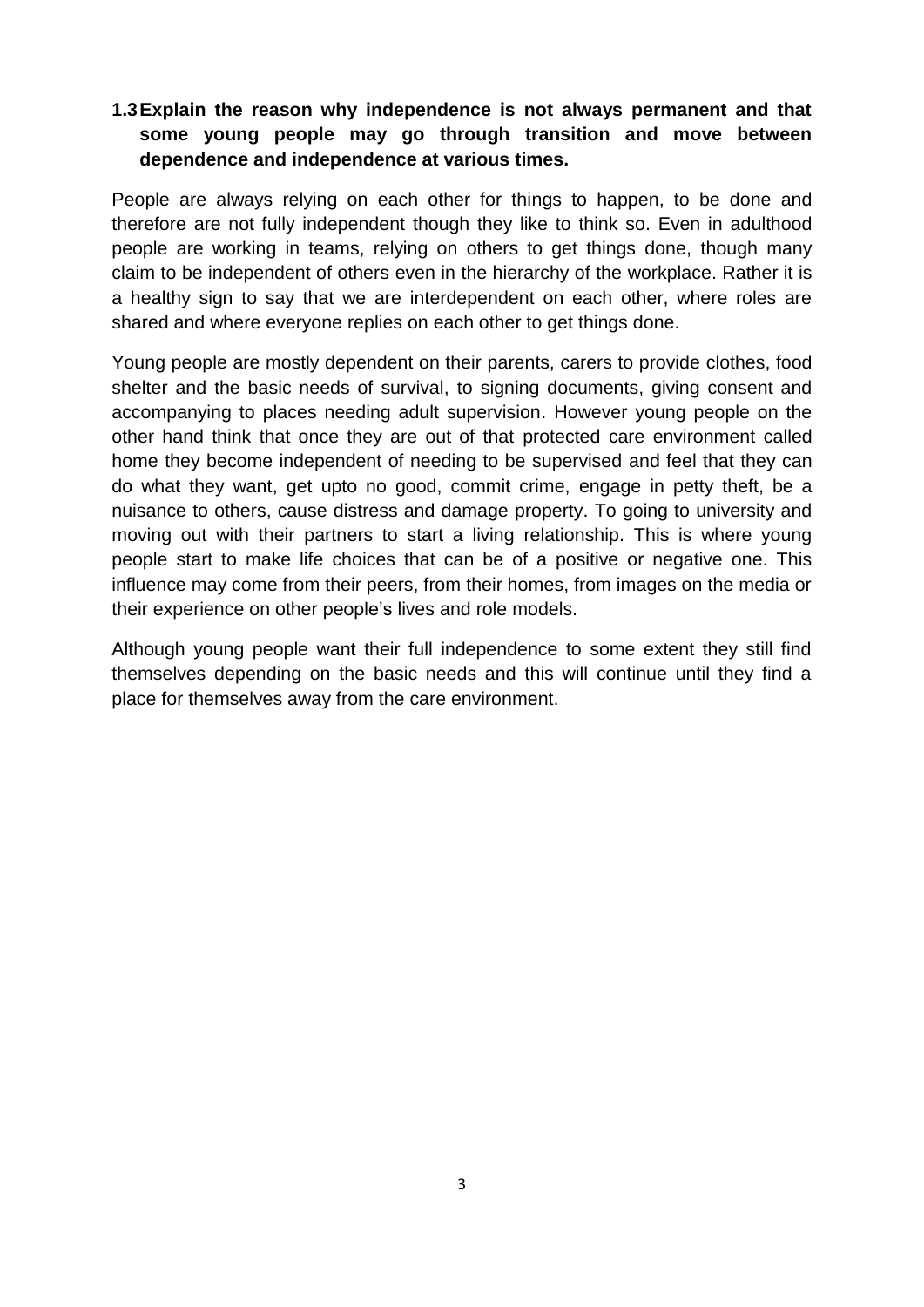### 1.3 Explain the reason why independence is not always permanent and that some young people may go through transition and move between dependence and independence at various times.

People are always relying on each other for things to happen, to be done and therefore are not fully independent though they like to think so. Even in adulthood people are working in teams, relying on others to get things done, though many claim to be independent of others even in the hierarchy of the workplace. Rather it is a healthy sign to say that we are interdependent on each other, where roles are shared and where everyone replies on each other to get things done.

Young people are mostly dependent on their parents, carers to provide clothes, food shelter and the basic needs of survival, to signing documents, giving consent and accompanying to places needing adult supervision. However young people on the other hand think that once they are out of that protected care environment called home they become independent of needing to be supervised and feel that they can do what they want, get upto no good, commit crime, engage in petty theft, be a nuisance to others, cause distress and damage property. To going to university and moving out with their partners to start a living relationship. This is where young people start to make life choices that can be of a positive or negative one. This influence may come from their peers, from their homes, from images on the media or their experience on other people's lives and role models.

Although young people want their full independence to some extent they still find themselves depending on the basic needs and this will continue until they find a place for themselves away from the care environment.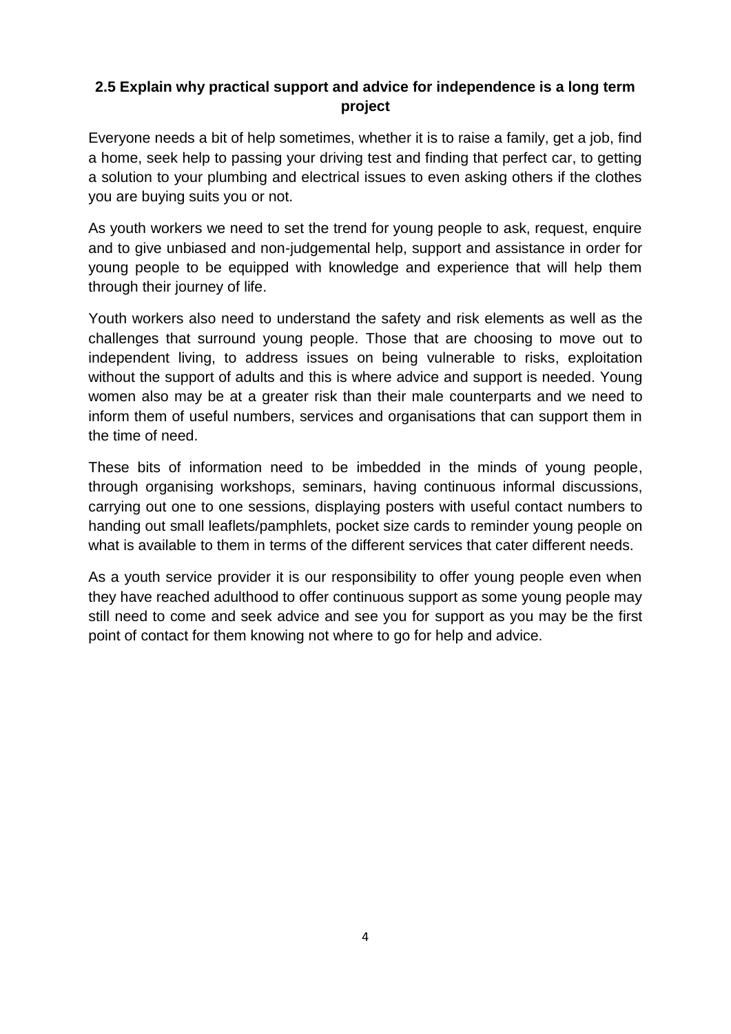### 2.5 Explain why practical support and advice for independence is a long term project

Everyone needs a bit of help sometimes, whether it is to raise a family, get a job, find a home, seek help to passing your driving test and finding that perfect car, to getting a solution to your plumbing and electrical issues to even asking others if the clothes you are buying suits you or not.

As youth workers we need to set the trend for young people to ask, request, enquire and to give unbiased and non-judgemental help, support and assistance in order for young people to be equipped with knowledge and experience that will help them through their journey of life.

Youth workers also need to understand the safety and risk elements as well as the challenges that surround young people. Those that are choosing to move out to independent living, to address issues on being vulnerable to risks, exploitation without the support of adults and this is where advice and support is needed. Young women also may be at a greater risk than their male counterparts and we need to inform them of useful numbers, services and organisations that can support them in the time of need.

These bits of information need to be imbedded in the minds of young people, through organising workshops, seminars, having continuous informal discussions, carrying out one to one sessions, displaying posters with useful contact numbers to handing out small leaflets/pamphlets, pocket size cards to reminder young people on what is available to them in terms of the different services that cater different needs.

As a youth service provider it is our responsibility to offer young people even when they have reached adulthood to offer continuous support as some young people may still need to come and seek advice and see you for support as you may be the first point of contact for them knowing not where to go for help and advice.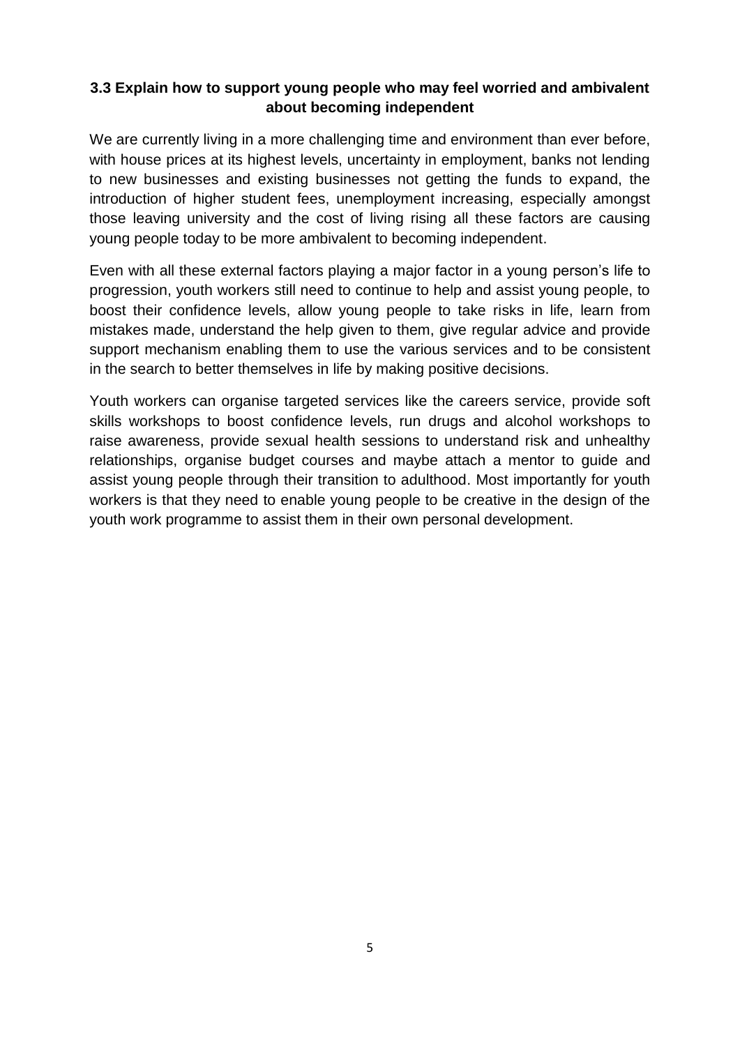### 3.3 Explain how to support young people who may feel worried and ambivalent about becoming independent

We are currently living in a more challenging time and environment than ever before, with house prices at its highest levels, uncertainty in employment, banks not lending to new businesses and existing businesses not getting the funds to expand, the introduction of higher student fees, unemployment increasing, especially amongst those leaving university and the cost of living rising all these factors are causing young people today to be more ambivalent to becoming independent.

Even with all these external factors playing a major factor in a young person's life to progression, youth workers still need to continue to help and assist young people, to boost their confidence levels, allow young people to take risks in life, learn from mistakes made, understand the help given to them, give regular advice and provide support mechanism enabling them to use the various services and to be consistent in the search to better themselves in life by making positive decisions.

Youth workers can organise targeted services like the careers service, provide soft skills workshops to boost confidence levels, run drugs and alcohol workshops to raise awareness, provide sexual health sessions to understand risk and unhealthy relationships, organise budget courses and maybe attach a mentor to guide and assist young people through their transition to adulthood. Most importantly for youth workers is that they need to enable young people to be creative in the design of the youth work programme to assist them in their own personal development.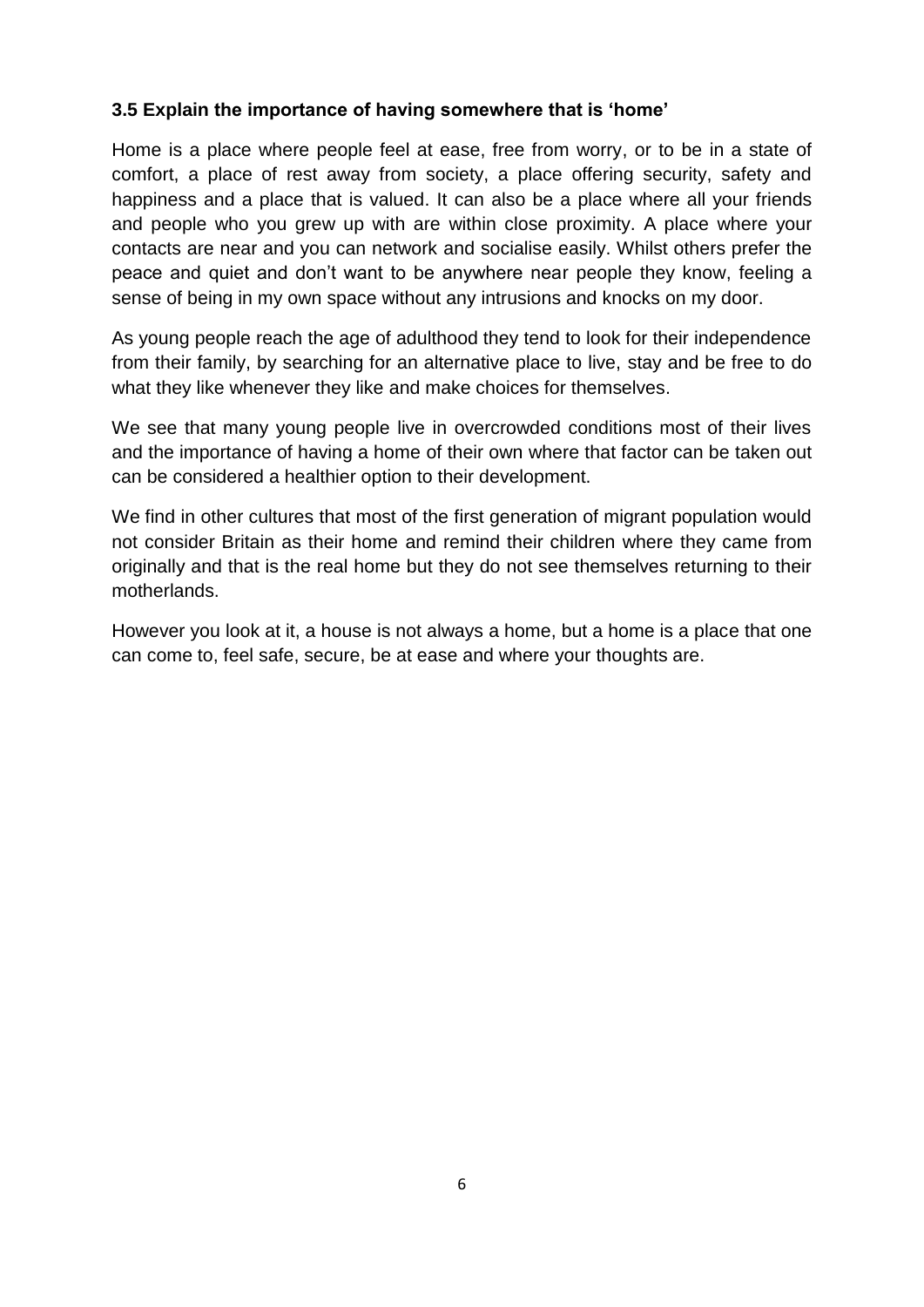### 3.5 Explain the importance of having somewhere that is 'home'

Home is a place where people feel at ease, free from worry, or to be in a state of comfort, a place of rest away from society, a place offering security, safety and happiness and a place that is valued. It can also be a place where all your friends and people who you grew up with are within close proximity. A place where your contacts are near and you can network and socialise easily. Whilst others prefer the peace and quiet and don't want to be anywhere near people they know, feeling a sense of being in my own space without any intrusions and knocks on my door.

As young people reach the age of adulthood they tend to look for their independence from their family, by searching for an alternative place to live, stay and be free to do what they like whenever they like and make choices for themselves.

We see that many young people live in overcrowded conditions most of their lives and the importance of having a home of their own where that factor can be taken out can be considered a healthier option to their development.

We find in other cultures that most of the first generation of migrant population would not consider Britain as their home and remind their children where they came from originally and that is the real home but they do not see themselves returning to their motherlands.

However you look at it, a house is not always a home, but a home is a place that one can come to, feel safe, secure, be at ease and where your thoughts are.